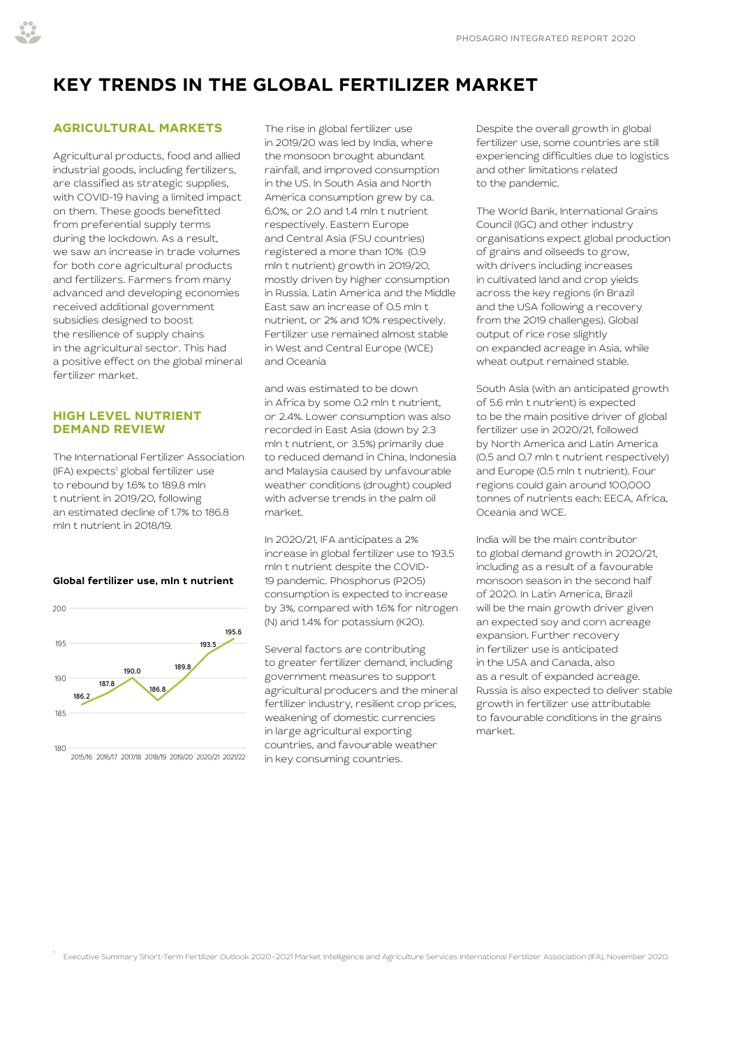# KEY TRENDS IN THE GLOBAL FERTILIZER MARKET

## AGRICULTURAL MARKETS

Agricultural products, food and allied industrial goods, including fertilizers, are classified as strategic supplies, with COVID-19 having a limited impact on them. These goods benefitted from preferential supply terms during the lockdown. As a result, we saw an increase in trade volumes for both core agricultural products and fertilizers. Farmers from many advanced and developing economies received additional government subsidies designed to boost the resilience of supply chains in the agricultural sector. This had a positive effect on the global mineral fertilizer market.

## HIGH LEVEL NUTRIENT DEMAND REVIEW

The International Fertilizer Association (IFA) expects[1] global fertilizer use to rebound by 1.6% to 189.8 mln t nutrient in 2019/20, following an estimated decline of 1.7% to 186.8 mln t nutrient in 2018/19.

**Global fertilizer use, mln t nutrient**

200
195
190
185
180

186.2
187.8
190.0
186.8
189.8
193.5
195.6

2015/16 2016/17 2017/18 2018/19 2019/20 2020/21 2021/22

The rise in global fertilizer use in 2019/20 was led by India, where the monsoon brought abundant rainfall, and improved consumption in the US. In South Asia and North America consumption grew by ca. 6.0%, or 2.0 and 1.4 mln t nutrient respectively. Eastern Europe and Central Asia (FSU countries) registered a more than 10% (0.9 mln t nutrient) growth in 2019/20, mostly driven by higher consumption in Russia. Latin America and the Middle East saw an increase of 0.5 mln t nutrient, or 2% and 10% respectively. Fertilizer use remained almost stable in West and Central Europe (WCE) and Oceania and was estimated to be down in Africa by some 0.2 mln t nutrient, or 2.4%. Lower consumption was also recorded in East Asia (down by 2.3 mln t nutrient, or 3.5%) primarily due to reduced demand in China, Indonesia and Malaysia caused by unfavourable weather conditions (drought) coupled with adverse trends in the palm oil market.

In 2020/21, IFA anticipates a 2% increase in global fertilizer use to 193.5 mln t nutrient despite the COVID-19 pandemic. Phosphorus ($P_2O_5$) consumption is expected to increase by 3%, compared with 1.6% for nitrogen (N) and 1.4% for potassium ($K_2O$).

Several factors are contributing to greater fertilizer demand, including government measures to support agricultural producers and the mineral fertilizer industry, resilient crop prices, weakening of domestic currencies in large agricultural exporting countries, and favourable weather in key consuming countries.

Despite the overall growth in global fertilizer use, some countries are still experiencing difficulties due to logistics and other limitations related to the pandemic.

The World Bank, International Grains Council (IGC) and other industry organisations expect global production of grains and oilseeds to grow, with drivers including increases in cultivated land and crop yields across the key regions (in Brazil and the USA following a recovery from the 2019 challenges). Global output of rice rose slightly on expanded acreage in Asia, while wheat output remained stable.

South Asia (with an anticipated growth of 5.6 mln t nutrient) is expected to be the main positive driver of global fertilizer use in 2020/21, followed by North America and Latin America (0.5 and 0.7 mln t nutrient respectively) and Europe (0.5 mln t nutrient). Four regions could gain around 100,000 tonnes of nutrients each: EECA, Africa, Oceania and WCE.

India will be the main contributor to global demand growth in 2020/21, including as a result of a favourable monsoon season in the second half of 2020. In Latin America, Brazil will be the main growth driver given an expected soy and corn acreage expansion. Further recovery in fertilizer use is anticipated in the USA and Canada, also as a result of expanded acreage. Russia is also expected to deliver stable growth in fertilizer use attributable to favourable conditions in the grains market.

[1] Executive Summary Short-Term Fertilizer Outlook 2020–2021 Market Intelligence and Agriculture Services International Fertilizer Association (IFA), November 2020.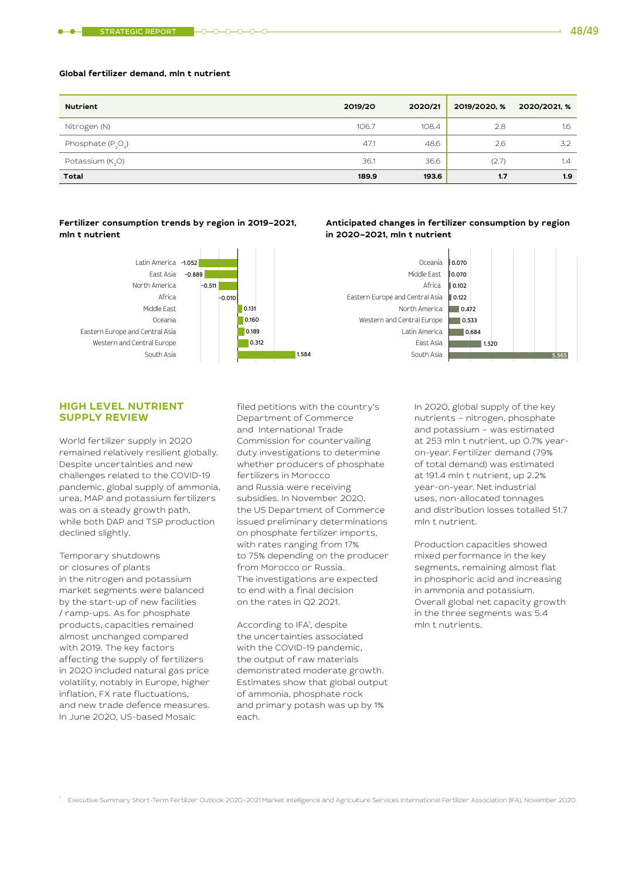**Global fertilizer demand, mln t nutrient**

| Nutrient | 2019/20 | 2020/21 | 2019/2020, % | 2020/2021, % |
|---|---|---|---|---|
| Nitrogen (N) | 106.7 | 108.4 | 2.8 | 1.6 |
| Phosphate ($P_2O_5$) | 47.1 | 48.6 | 2.6 | 3.2 |
| Potassium ($K_2O$) | 36.1 | 36.6 | (2.7) | 1.4 |
| **Total** | **189.9** | **193.6** | **1.7** | **1.9** |

**Fertilizer consumption trends by region in 2019–2021, mln t nutrient**

Latin America -1.052
East Asia -0.889
North America -0.511
Africa -0.010
Middle East 0.131
Oceania 0.160
Eastern Europe and Central Asia 0.189
Western and Central Europe 0.312
South Asia 1.584

**Anticipated changes in fertilizer consumption by region in 2020–2021, mln t nutrient**

Oceania 0.070
Middle East 0.070
Africa 0.102
Eastern Europe and Central Asia 0.122
North America 0.472
Western and Central Europe 0.533
Latin America 0.684
East Asia 1.520
South Asia 5.565

## HIGH LEVEL NUTRIENT SUPPLY REVIEW

World fertilizer supply in 2020 remained relatively resilient globally. Despite uncertainties and new challenges related to the COVID-19 pandemic, global supply of ammonia, urea, MAP and potassium fertilizers was on a steady growth path, while both DAP and TSP production declined slightly.

Temporary shutdowns or closures of plants in the nitrogen and potassium market segments were balanced by the start-up of new facilities / ramp-ups. As for phosphate products, capacities remained almost unchanged compared with 2019. The key factors affecting the supply of fertilizers in 2020 included natural gas price volatility, notably in Europe, higher inflation, FX rate fluctuations, and new trade defence measures. In June 2020, US-based Mosaic filed petitions with the country's Department of Commerce and International Trade Commission for countervailing duty investigations to determine whether producers of phosphate fertilizers in Morocco and Russia were receiving subsidies. In November 2020, the US Department of Commerce issued preliminary determinations on phosphate fertilizer imports, with rates ranging from 17% to 75% depending on the producer from Morocco or Russia. The investigations are expected to end with a final decision on the rates in Q2 2021.

According to IFA[1], despite the uncertainties associated with the COVID-19 pandemic, the output of raw materials demonstrated moderate growth. Estimates show that global output of ammonia, phosphate rock and primary potash was up by 1% each.

In 2020, global supply of the key nutrients – nitrogen, phosphate and potassium – was estimated at 253 mln t nutrient, up 0.7% year-on-year. Fertilizer demand (79% of total demand) was estimated at 191.4 mln t nutrient, up 2.2% year-on-year. Net industrial uses, non-allocated tonnages and distribution losses totalled 51.7 mln t nutrient.

Production capacities showed mixed performance in the key segments, remaining almost flat in phosphoric acid and increasing in ammonia and potassium. Overall global net capacity growth in the three segments was 5.4 mln t nutrients.

[1] Executive Summary Short-Term Fertilizer Outlook 2020–2021 Market Intelligence and Agriculture Services International Fertilizer Association (IFA), November 2020.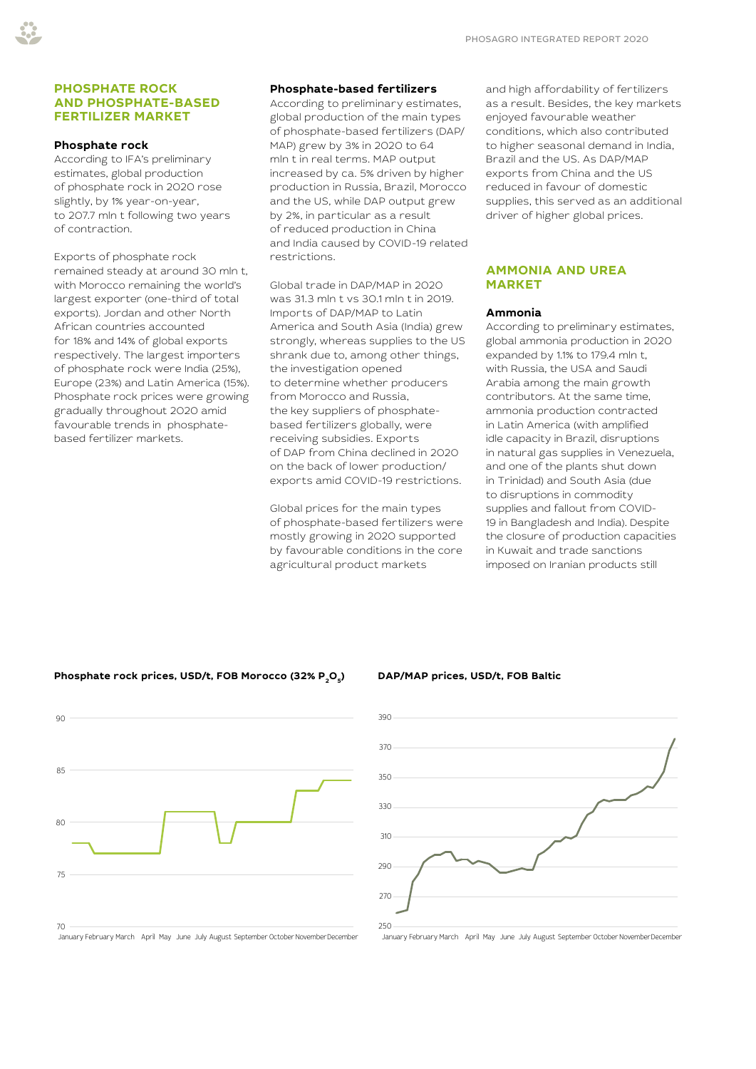## PHOSPHATE ROCK AND PHOSPHATE-BASED FERTILIZER MARKET

### Phosphate rock

According to IFA's preliminary estimates, global production of phosphate rock in 2020 rose slightly, by 1% year-on-year, to 207.7 mln t following two years of contraction.

Exports of phosphate rock remained steady at around 30 mln t, with Morocco remaining the world's largest exporter (one-third of total exports). Jordan and other North African countries accounted for 18% and 14% of global exports respectively. The largest importers of phosphate rock were India (25%), Europe (23%) and Latin America (15%). Phosphate rock prices were growing gradually throughout 2020 amid favourable trends in phosphate-based fertilizer markets.

### Phosphate-based fertilizers

According to preliminary estimates, global production of the main types of phosphate-based fertilizers (DAP/MAP) grew by 3% in 2020 to 64 mln t in real terms. MAP output increased by ca. 5% driven by higher production in Russia, Brazil, Morocco and the US, while DAP output grew by 2%, in particular as a result of reduced production in China and India caused by COVID-19 related restrictions.

Global trade in DAP/MAP in 2020 was 31.3 mln t vs 30.1 mln t in 2019. Imports of DAP/MAP to Latin America and South Asia (India) grew strongly, whereas supplies to the US shrank due to, among other things, the investigation opened to determine whether producers from Morocco and Russia, the key suppliers of phosphate-based fertilizers globally, were receiving subsidies. Exports of DAP from China declined in 2020 on the back of lower production/exports amid COVID-19 restrictions.

Global prices for the main types of phosphate-based fertilizers were mostly growing in 2020 supported by favourable conditions in the core agricultural product markets and high affordability of fertilizers as a result. Besides, the key markets enjoyed favourable weather conditions, which also contributed to higher seasonal demand in India, Brazil and the US. As DAP/MAP exports from China and the US reduced in favour of domestic supplies, this served as an additional driver of higher global prices.

## AMMONIA AND UREA MARKET

### Ammonia

According to preliminary estimates, global ammonia production in 2020 expanded by 1.1% to 179.4 mln t, with Russia, the USA and Saudi Arabia among the main growth contributors. At the same time, ammonia production contracted in Latin America (with amplified idle capacity in Brazil, disruptions in natural gas supplies in Venezuela, and one of the plants shut down in Trinidad) and South Asia (due to disruptions in commodity supplies and fallout from COVID-19 in Bangladesh and India). Despite the closure of production capacities in Kuwait and trade sanctions imposed on Iranian products still

**Phosphate rock prices, USD/t, FOB Morocco (32% $P_2O_5$)**

90
85
80
75
70

January February March April May June July August September October November December

**DAP/MAP prices, USD/t, FOB Baltic**

390
370
350
330
310
290
270
250

January February March April May June July August September October November December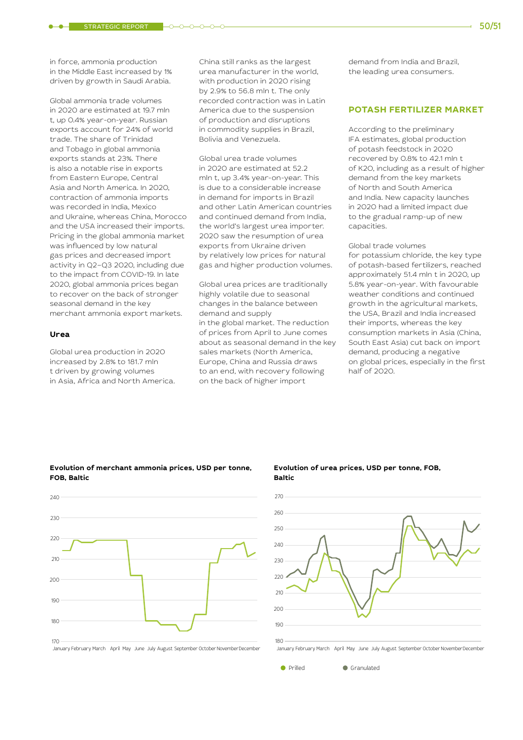in force, ammonia production in the Middle East increased by 1% driven by growth in Saudi Arabia.

Global ammonia trade volumes in 2020 are estimated at 19.7 mln t, up 0.4% year-on-year. Russian exports account for 24% of world trade. The share of Trinidad and Tobago in global ammonia exports stands at 23%. There is also a notable rise in exports from Eastern Europe, Central Asia and North America. In 2020, contraction of ammonia imports was recorded in India, Mexico and Ukraine, whereas China, Morocco and the USA increased their imports. Pricing in the global ammonia market was influenced by low natural gas prices and decreased import activity in Q2–Q3 2020, including due to the impact from COVID-19. In late 2020, global ammonia prices began to recover on the back of stronger seasonal demand in the key merchant ammonia export markets.

### Urea

Global urea production in 2020 increased by 2.8% to 181.7 mln t driven by growing volumes in Asia, Africa and North America. China still ranks as the largest urea manufacturer in the world, with production in 2020 rising by 2.9% to 56.8 mln t. The only recorded contraction was in Latin America due to the suspension of production and disruptions in commodity supplies in Brazil, Bolivia and Venezuela.

Global urea trade volumes in 2020 are estimated at 52.2 mln t, up 3.4% year-on-year. This is due to a considerable increase in demand for imports in Brazil and other Latin American countries and continued demand from India, the world's largest urea importer. 2020 saw the resumption of urea exports from Ukraine driven by relatively low prices for natural gas and higher production volumes.

Global urea prices are traditionally highly volatile due to seasonal changes in the balance between demand and supply in the global market. The reduction of prices from April to June comes about as seasonal demand in the key sales markets (North America, Europe, China and Russia draws to an end, with recovery following on the back of higher import demand from India and Brazil, the leading urea consumers.

## POTASH FERTILIZER MARKET

According to the preliminary IFA estimates, global production of potash feedstock in 2020 recovered by 0.8% to 42.1 mln t of K2O, including as a result of higher demand from the key markets of North and South America and India. New capacity launches in 2020 had a limited impact due to the gradual ramp-up of new capacities.

Global trade volumes for potassium chloride, the key type of potash-based fertilizers, reached approximately 51.4 mln t in 2020, up 5.8% year-on-year. With favourable weather conditions and continued growth in the agricultural markets, the USA, Brazil and India increased their imports, whereas the key consumption markets in Asia (China, South East Asia) cut back on import demand, producing a negative on global prices, especially in the first half of 2020.

**Evolution of merchant ammonia prices, USD per tonne, FOB, Baltic**

240
230
220
210
200
190
180
170

January February March April May June July August September October November December

**Evolution of urea prices, USD per tonne, FOB, Baltic**

270
260
250
240
230
220
210
200
190
180

January February March April May June July August September October November December

Prilled
Granulated